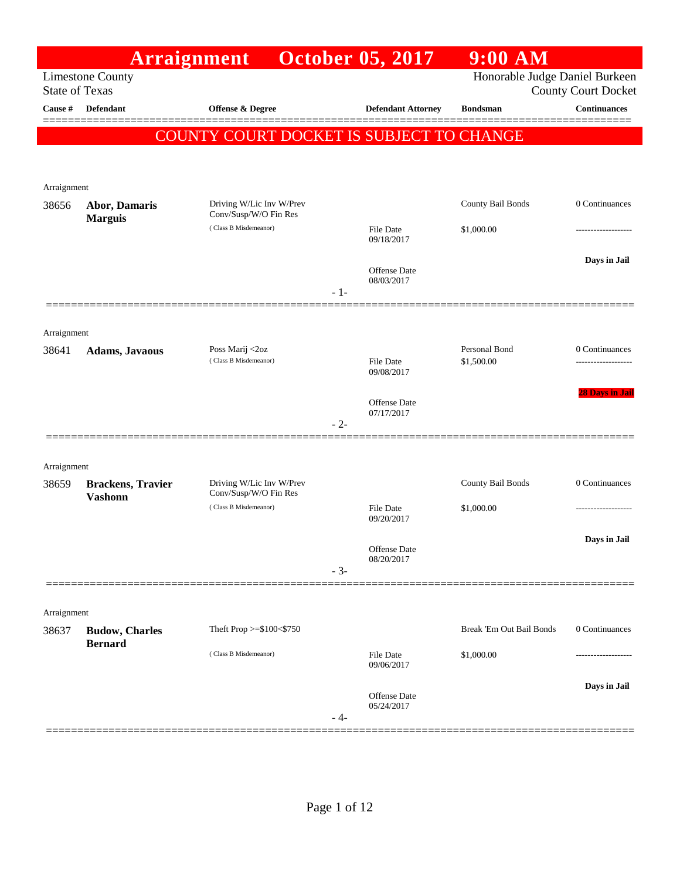# Arraignment October 05, 2017 9:00 AM

Limestone County
State of Texas

Honorable Judge Daniel Burkeen
County Court Docket

| Cause # | Defendant | Offense & Degree | Defendant Attorney | Bondsman | Continuances |
|---|---|---|---|---|---|

**COUNTY COURT DOCKET IS SUBJECT TO CHANGE**

---

Arraignment

| Cause # | Defendant | Offense & Degree | Defendant Attorney | Bondsman | Continuances |
|---|---|---|---|---|---|
| 38656 | **Abor, Damaris Marguis** | Driving W/Lic Inv W/Prev Conv/Susp/W/O Fin Res ( Class B Misdemeanor) | File Date 09/18/2017; Offense Date 08/03/2017 | County Bail Bonds $1,000.00 | 0 Continuances; Days in Jail |

- 1-

---

Arraignment

| Cause # | Defendant | Offense & Degree | Defendant Attorney | Bondsman | Continuances |
|---|---|---|---|---|---|
| 38641 | **Adams, Javaous** | Poss Marij <2oz ( Class B Misdemeanor) | File Date 09/08/2017; Offense Date 07/17/2017 | Personal Bond $1,500.00 | 0 Continuances; 28 Days in Jail |

- 2-

---

Arraignment

| Cause # | Defendant | Offense & Degree | Defendant Attorney | Bondsman | Continuances |
|---|---|---|---|---|---|
| 38659 | **Brackens, Travier Vashonn** | Driving W/Lic Inv W/Prev Conv/Susp/W/O Fin Res ( Class B Misdemeanor) | File Date 09/20/2017; Offense Date 08/20/2017 | County Bail Bonds $1,000.00 | 0 Continuances; Days in Jail |

- 3-

---

Arraignment

| Cause # | Defendant | Offense & Degree | Defendant Attorney | Bondsman | Continuances |
|---|---|---|---|---|---|
| 38637 | **Budow, Charles Bernard** | Theft Prop >=$100<$750 ( Class B Misdemeanor) | File Date 09/06/2017; Offense Date 05/24/2017 | Break 'Em Out Bail Bonds $1,000.00 | 0 Continuances; Days in Jail |

- 4-

---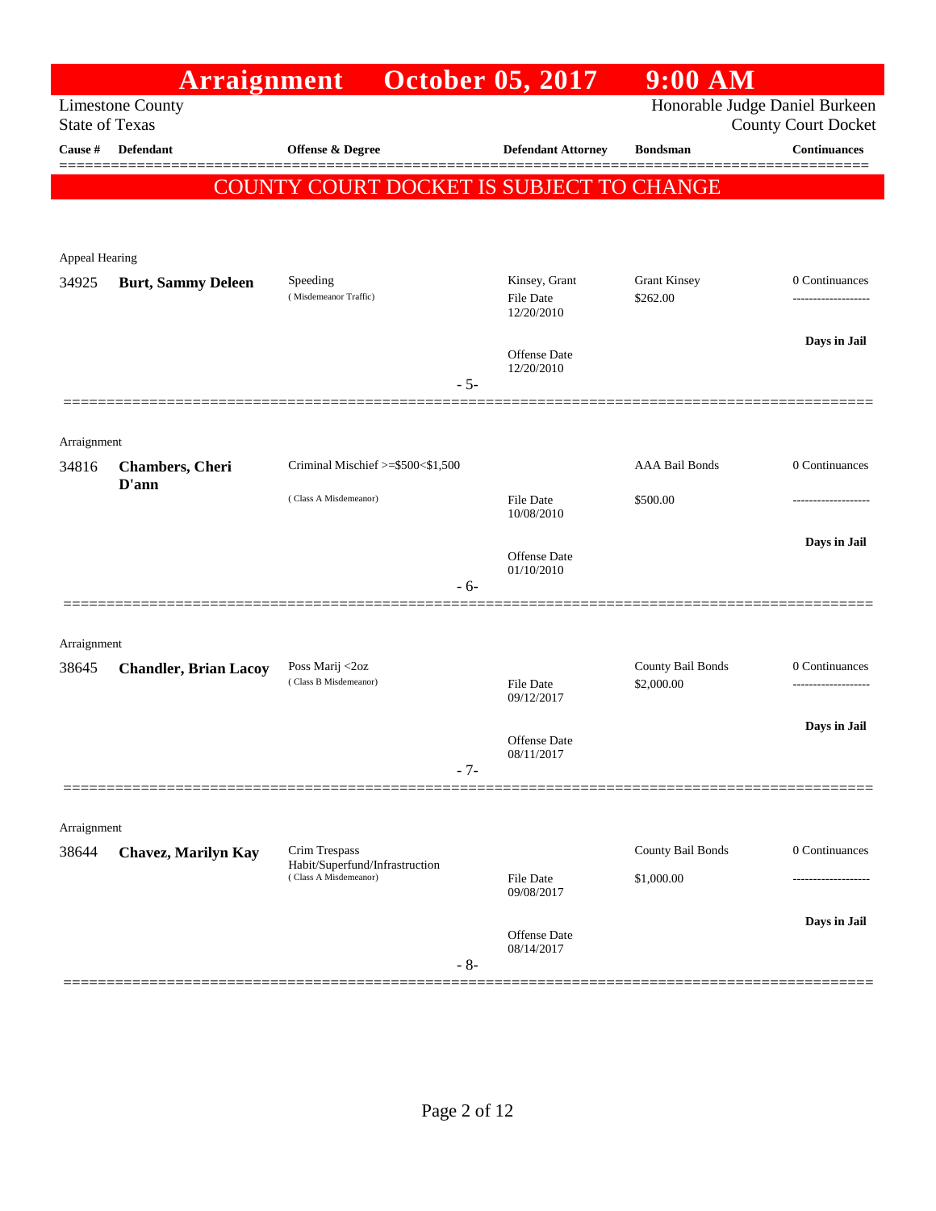# Arraignment October 05, 2017 9:00 AM

Limestone County
State of Texas

Honorable Judge Daniel Burkeen
County Court Docket

**COUNTY COURT DOCKET IS SUBJECT TO CHANGE**

| Cause # | Defendant | Offense & Degree | Defendant Attorney | Bondsman | Continuances |
|---|---|---|---|---|---|
| Appeal Hearing | | | | | |
| 34925 | **Burt, Sammy Deleen** | Speeding (Misdemeanor Traffic) | Kinsey, Grant<br>File Date 12/20/2010<br>Offense Date 12/20/2010 | Grant Kinsey<br>$262.00 | 0 Continuances<br>-------------------<br>**Days in Jail** |
| | | | - 5- | | |
| Arraignment | | | | | |
| 34816 | **Chambers, Cheri D'ann** | Criminal Mischief >=$500<$1,500 (Class A Misdemeanor) | File Date 10/08/2010<br>Offense Date 01/10/2010 | AAA Bail Bonds<br>$500.00 | 0 Continuances<br>-------------------<br>**Days in Jail** |
| | | | - 6- | | |
| Arraignment | | | | | |
| 38645 | **Chandler, Brian Lacoy** | Poss Marij <2oz (Class B Misdemeanor) | File Date 09/12/2017<br>Offense Date 08/11/2017 | County Bail Bonds<br>$2,000.00 | 0 Continuances<br>-------------------<br>**Days in Jail** |
| | | | - 7- | | |
| Arraignment | | | | | |
| 38644 | **Chavez, Marilyn Kay** | Crim Trespass Habit/Superfund/Infrastruction (Class A Misdemeanor) | File Date 09/08/2017<br>Offense Date 08/14/2017 | County Bail Bonds<br>$1,000.00 | 0 Continuances<br>-------------------<br>**Days in Jail** |
| | | | - 8- | | |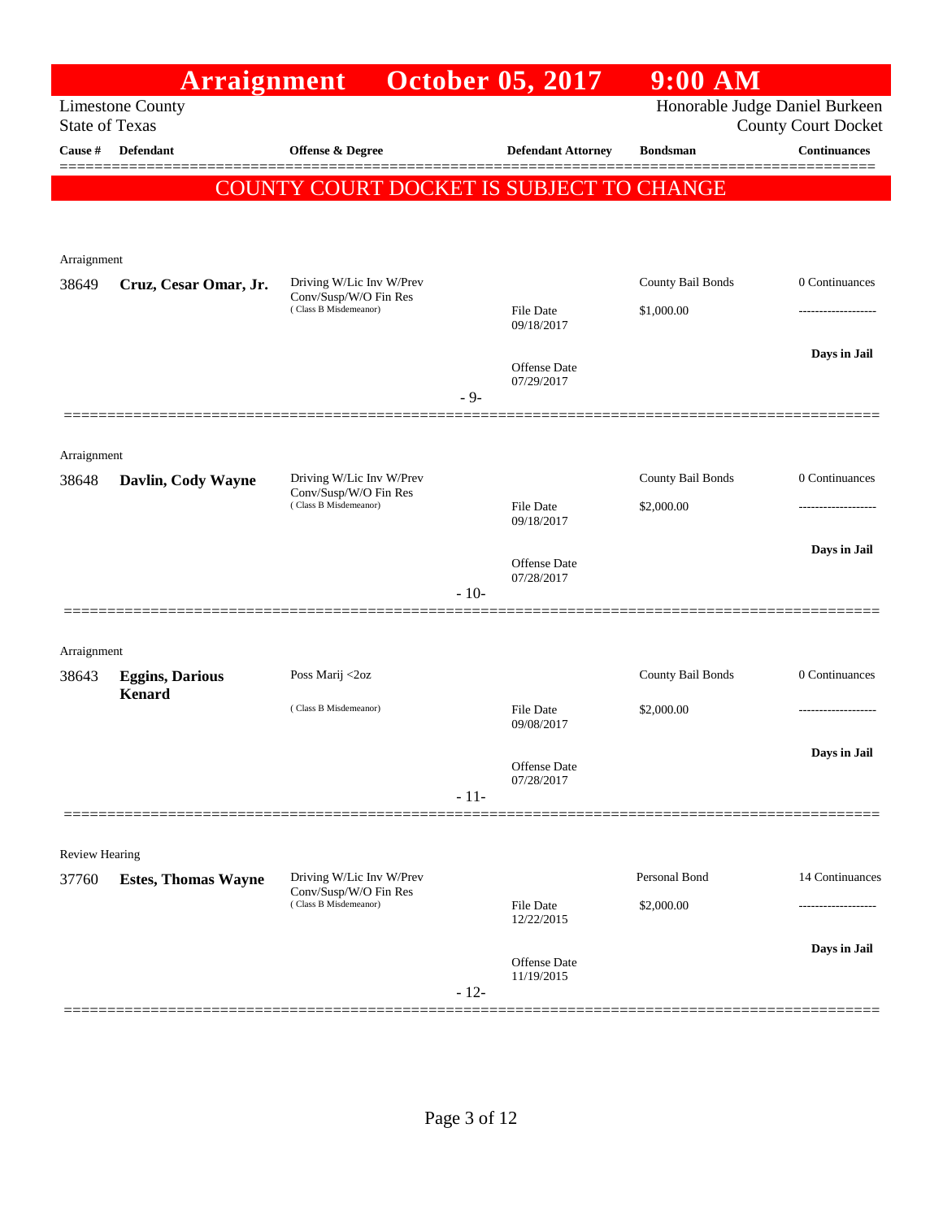# Arraignment October 05, 2017 9:00 AM

Limestone County
State of Texas

Honorable Judge Daniel Burkeen
County Court Docket

**COUNTY COURT DOCKET IS SUBJECT TO CHANGE**

| Cause # | Defendant | Offense & Degree | Defendant Attorney | Bondsman | Continuances |
|---|---|---|---|---|---|
| Arraignment | | | | | |
| 38649 | **Cruz, Cesar Omar, Jr.** | Driving W/Lic Inv W/Prev Conv/Susp/W/O Fin Res (Class B Misdemeanor) | File Date 09/18/2017<br>Offense Date 07/29/2017 | County Bail Bonds<br>$1,000.00 | 0 Continuances<br>------------------<br>**Days in Jail** |
| | | | - 9- | | |
| Arraignment | | | | | |
| 38648 | **Davlin, Cody Wayne** | Driving W/Lic Inv W/Prev Conv/Susp/W/O Fin Res (Class B Misdemeanor) | File Date 09/18/2017<br>Offense Date 07/28/2017 | County Bail Bonds<br>$2,000.00 | 0 Continuances<br>------------------<br>**Days in Jail** |
| | | | - 10- | | |
| Arraignment | | | | | |
| 38643 | **Eggins, Darious Kenard** | Poss Marij <2oz (Class B Misdemeanor) | File Date 09/08/2017<br>Offense Date 07/28/2017 | County Bail Bonds<br>$2,000.00 | 0 Continuances<br>------------------<br>**Days in Jail** |
| | | | - 11- | | |
| Review Hearing | | | | | |
| 37760 | **Estes, Thomas Wayne** | Driving W/Lic Inv W/Prev Conv/Susp/W/O Fin Res (Class B Misdemeanor) | File Date 12/22/2015<br>Offense Date 11/19/2015 | Personal Bond<br>$2,000.00 | 14 Continuances<br>------------------<br>**Days in Jail** |
| | | | - 12- | | |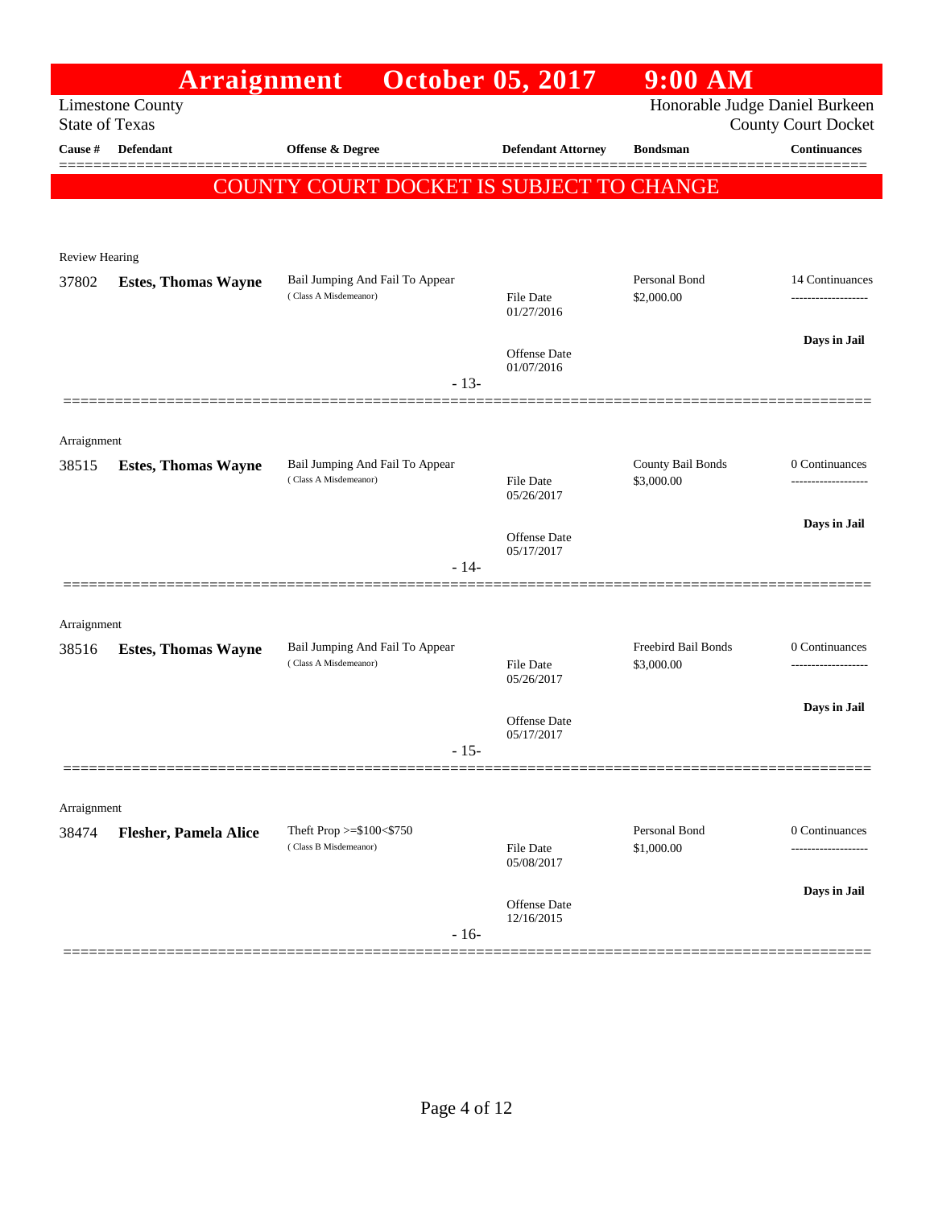# Arraignment October 05, 2017 9:00 AM

Limestone County
State of Texas

Honorable Judge Daniel Burkeen
County Court Docket

COUNTY COURT DOCKET IS SUBJECT TO CHANGE

| Cause # | Defendant | Offense & Degree | Defendant Attorney | Bondsman | Continuances |
|---|---|---|---|---|---|
| **Review Hearing** | | | | | |
| 37802 | **Estes, Thomas Wayne** | Bail Jumping And Fail To Appear (Class A Misdemeanor) | File Date 01/27/2016<br>Offense Date 01/07/2016 | Personal Bond $2,000.00 | 14 Continuances<br>Days in Jail |
| | | | - 13- | | |
| **Arraignment** | | | | | |
| 38515 | **Estes, Thomas Wayne** | Bail Jumping And Fail To Appear (Class A Misdemeanor) | File Date 05/26/2017<br>Offense Date 05/17/2017 | County Bail Bonds $3,000.00 | 0 Continuances<br>Days in Jail |
| | | | - 14- | | |
| **Arraignment** | | | | | |
| 38516 | **Estes, Thomas Wayne** | Bail Jumping And Fail To Appear (Class A Misdemeanor) | File Date 05/26/2017<br>Offense Date 05/17/2017 | Freebird Bail Bonds $3,000.00 | 0 Continuances<br>Days in Jail |
| | | | - 15- | | |
| **Arraignment** | | | | | |
| 38474 | **Flesher, Pamela Alice** | Theft Prop >=$100<$750 (Class B Misdemeanor) | File Date 05/08/2017<br>Offense Date 12/16/2015 | Personal Bond $1,000.00 | 0 Continuances<br>Days in Jail |
| | | | - 16- | | |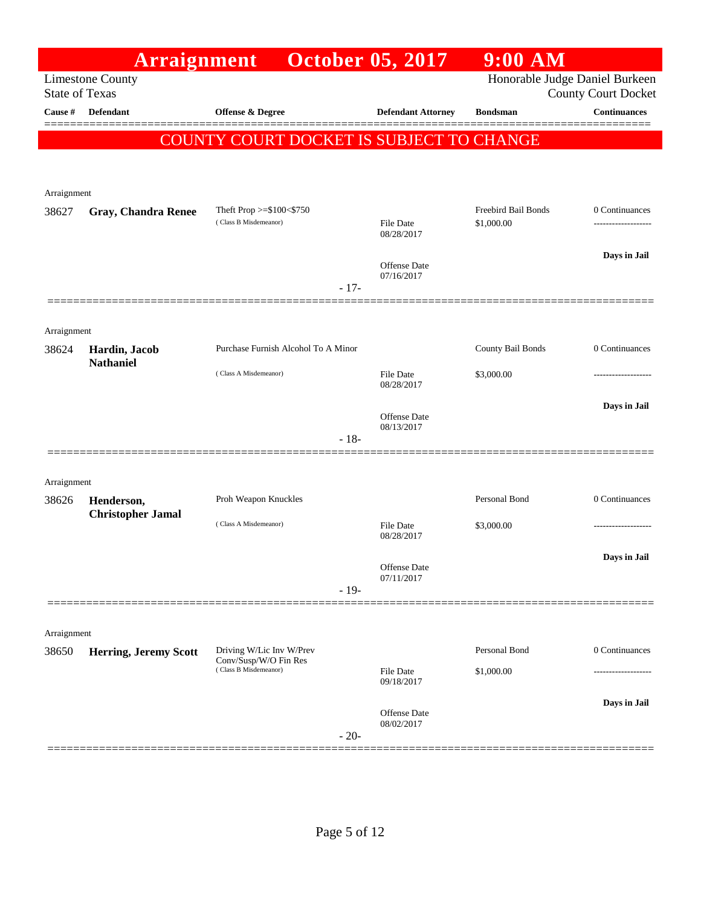# Arraignment October 05, 2017 9:00 AM

Limestone County
State of Texas

Honorable Judge Daniel Burkeen
County Court Docket

**COUNTY COURT DOCKET IS SUBJECT TO CHANGE**

| Cause # | Defendant | Offense & Degree | Defendant Attorney | Bondsman | Continuances |
|---|---|---|---|---|---|
| Arraignment | | | | | |
| 38627 | **Gray, Chandra Renee** | Theft Prop >=$100<$750 (Class B Misdemeanor) | File Date 08/28/2017; Offense Date 07/16/2017 | Freebird Bail Bonds $1,000.00 | 0 Continuances; Days in Jail |
| | | | - 17- | | |
| Arraignment | | | | | |
| 38624 | **Hardin, Jacob Nathaniel** | Purchase Furnish Alcohol To A Minor (Class A Misdemeanor) | File Date 08/28/2017; Offense Date 08/13/2017 | County Bail Bonds $3,000.00 | 0 Continuances; Days in Jail |
| | | | - 18- | | |
| Arraignment | | | | | |
| 38626 | **Henderson, Christopher Jamal** | Proh Weapon Knuckles (Class A Misdemeanor) | File Date 08/28/2017; Offense Date 07/11/2017 | Personal Bond $3,000.00 | 0 Continuances; Days in Jail |
| | | | - 19- | | |
| Arraignment | | | | | |
| 38650 | **Herring, Jeremy Scott** | Driving W/Lic Inv W/Prev Conv/Susp/W/O Fin Res (Class B Misdemeanor) | File Date 09/18/2017; Offense Date 08/02/2017 | Personal Bond $1,000.00 | 0 Continuances; Days in Jail |
| | | | - 20- | | |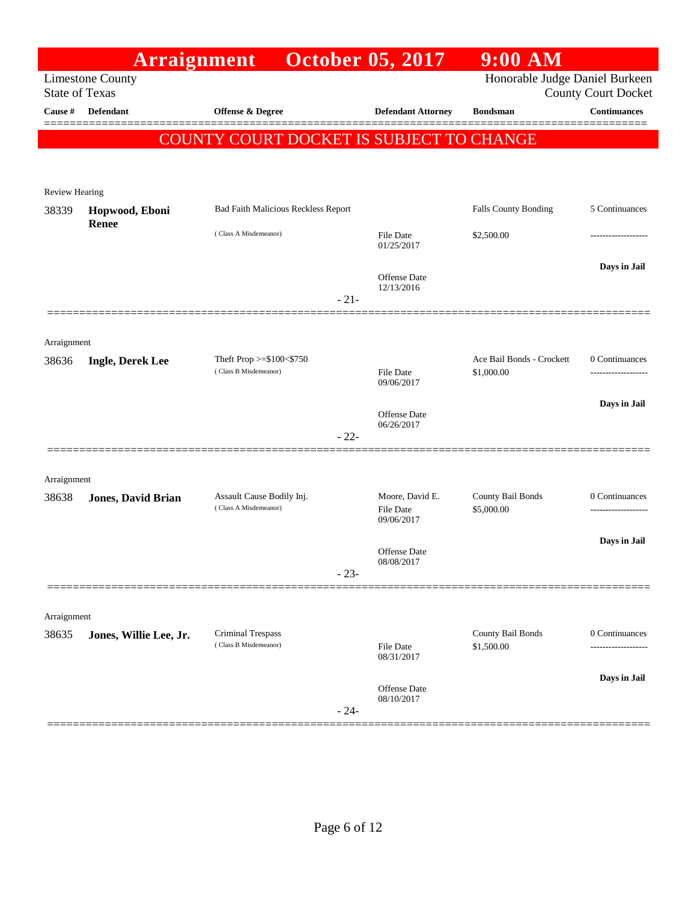# Arraignment October 05, 2017 9:00 AM

Limestone County
State of Texas

Honorable Judge Daniel Burkeen
County Court Docket

| Cause # | Defendant | Offense & Degree | Defendant Attorney | Bondsman | Continuances |
|---|---|---|---|---|---|

**COUNTY COURT DOCKET IS SUBJECT TO CHANGE**

Review Hearing

| Cause # | Defendant | Offense & Degree | Defendant Attorney | Bondsman | Continuances |
|---|---|---|---|---|---|
| 38339 | **Hopwood, Eboni Renee** | Bad Faith Malicious Reckless Report (Class A Misdemeanor) | File Date 01/25/2017; Offense Date 12/13/2016 | Falls County Bonding $2,500.00 | 5 Continuances; Days in Jail |

- 21-

Arraignment

| Cause # | Defendant | Offense & Degree | Defendant Attorney | Bondsman | Continuances |
|---|---|---|---|---|---|
| 38636 | **Ingle, Derek Lee** | Theft Prop >=$100<$750 (Class B Misdemeanor) | File Date 09/06/2017; Offense Date 06/26/2017 | Ace Bail Bonds - Crockett $1,000.00 | 0 Continuances; Days in Jail |

- 22-

Arraignment

| Cause # | Defendant | Offense & Degree | Defendant Attorney | Bondsman | Continuances |
|---|---|---|---|---|---|
| 38638 | **Jones, David Brian** | Assault Cause Bodily Inj. (Class A Misdemeanor) | Moore, David E.; File Date 09/06/2017; Offense Date 08/08/2017 | County Bail Bonds $5,000.00 | 0 Continuances; Days in Jail |

- 23-

Arraignment

| Cause # | Defendant | Offense & Degree | Defendant Attorney | Bondsman | Continuances |
|---|---|---|---|---|---|
| 38635 | **Jones, Willie Lee, Jr.** | Criminal Trespass (Class B Misdemeanor) | File Date 08/31/2017; Offense Date 08/10/2017 | County Bail Bonds $1,500.00 | 0 Continuances; Days in Jail |

- 24-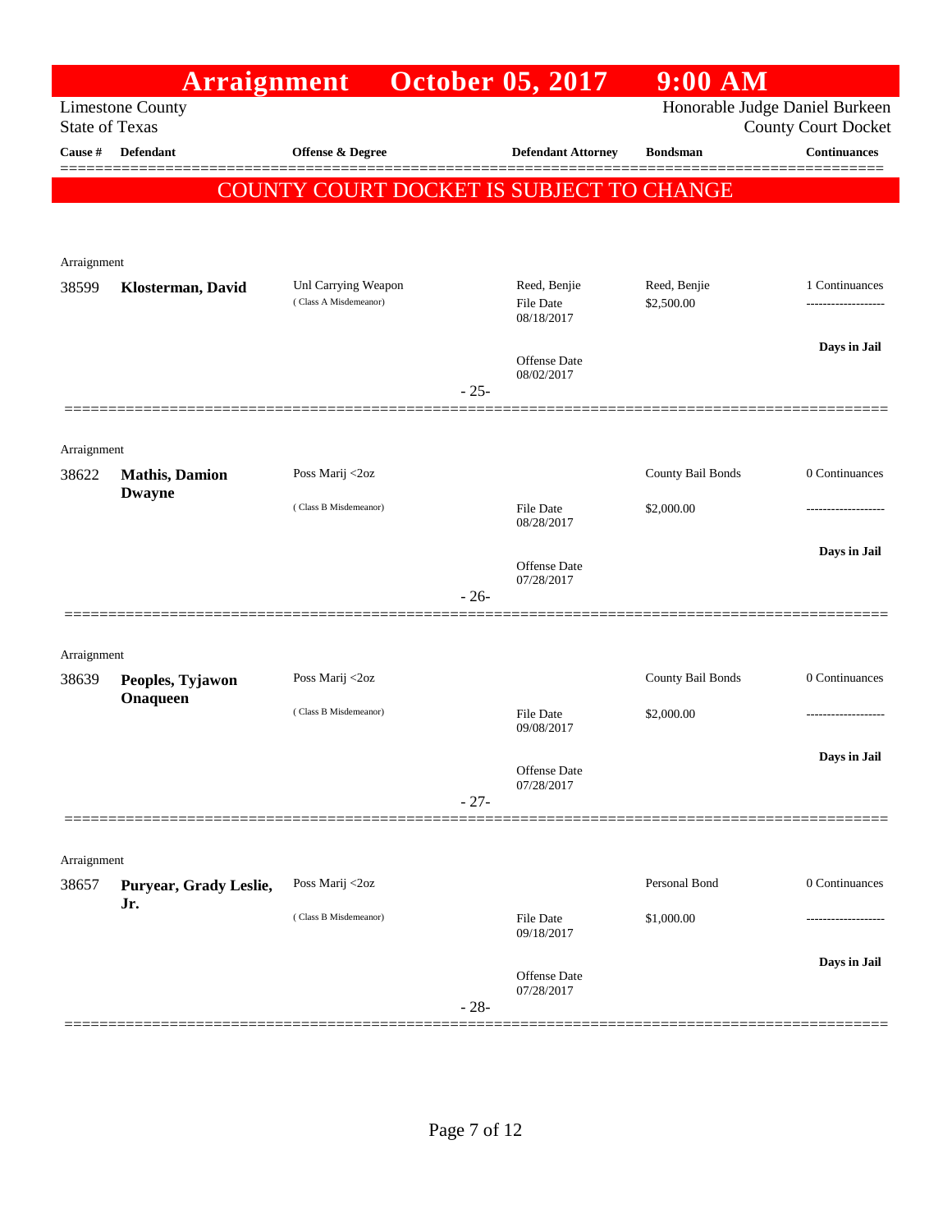# Arraignment October 05, 2017 9:00 AM

Limestone County
State of Texas

Honorable Judge Daniel Burkeen
County Court Docket

**COUNTY COURT DOCKET IS SUBJECT TO CHANGE**

| Cause # | Defendant | Offense & Degree | Defendant Attorney | Bondsman | Continuances |
|---|---|---|---|---|---|
| Arraignment | | | | | |
| 38599 | **Klosterman, David** | Unl Carrying Weapon (Class A Misdemeanor) | Reed, Benjie<br>File Date 08/18/2017<br>Offense Date 08/02/2017 | Reed, Benjie<br>$2,500.00 | 1 Continuances<br>-------------------<br>**Days in Jail** |
| | | | - 25- | | |
| Arraignment | | | | | |
| 38622 | **Mathis, Damion Dwayne** | Poss Marij <2oz (Class B Misdemeanor) | File Date 08/28/2017<br>Offense Date 07/28/2017 | County Bail Bonds<br>$2,000.00 | 0 Continuances<br>-------------------<br>**Days in Jail** |
| | | | - 26- | | |
| Arraignment | | | | | |
| 38639 | **Peoples, Tyjawon Onaqueen** | Poss Marij <2oz (Class B Misdemeanor) | File Date 09/08/2017<br>Offense Date 07/28/2017 | County Bail Bonds<br>$2,000.00 | 0 Continuances<br>-------------------<br>**Days in Jail** |
| | | | - 27- | | |
| Arraignment | | | | | |
| 38657 | **Puryear, Grady Leslie, Jr.** | Poss Marij <2oz (Class B Misdemeanor) | File Date 09/18/2017<br>Offense Date 07/28/2017 | Personal Bond<br>$1,000.00 | 0 Continuances<br>-------------------<br>**Days in Jail** |
| | | | - 28- | | |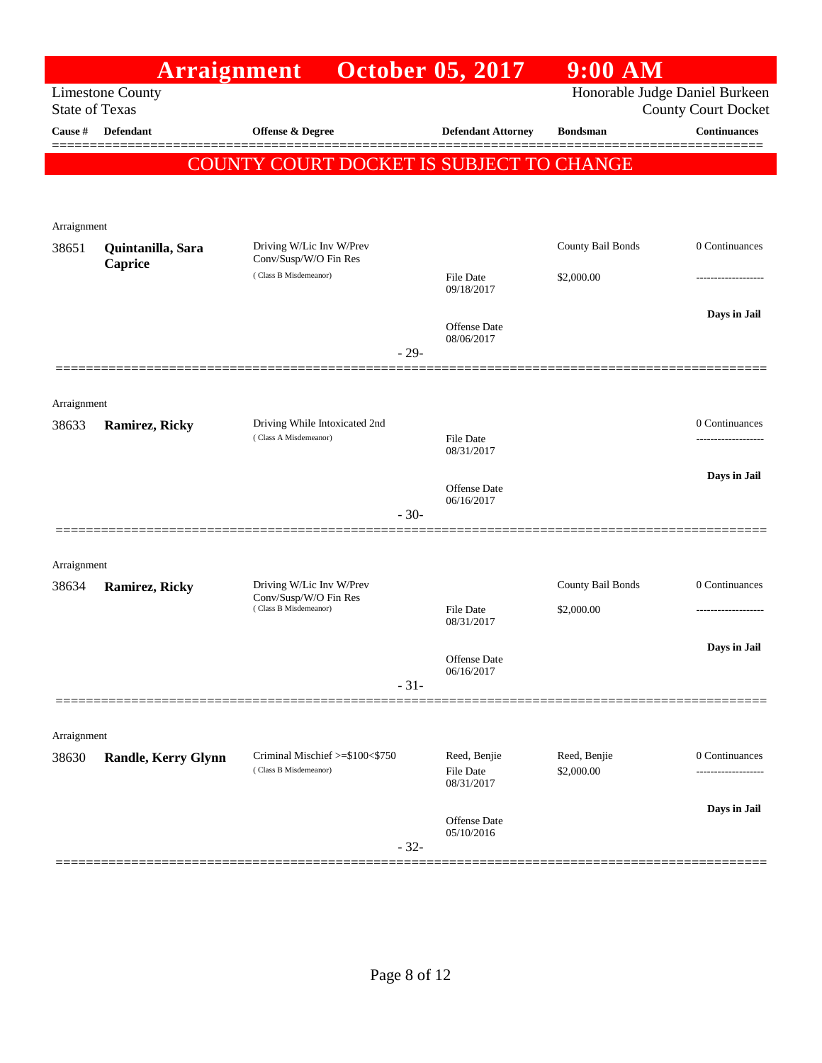# Arraignment October 05, 2017 9:00 AM

Limestone County
State of Texas

Honorable Judge Daniel Burkeen
County Court Docket

| Cause # | Defendant | Offense & Degree | Defendant Attorney | Bondsman | Continuances |
|---|---|---|---|---|---|

**COUNTY COURT DOCKET IS SUBJECT TO CHANGE**

---

Arraignment

| Cause # | Defendant | Offense & Degree | Defendant Attorney | Bondsman | Continuances |
|---|---|---|---|---|---|
| 38651 | **Quintanilla, Sara Caprice** | Driving W/Lic Inv W/Prev Conv/Susp/W/O Fin Res (Class B Misdemeanor) | File Date 09/18/2017; Offense Date 08/06/2017 | County Bail Bonds $2,000.00 | 0 Continuances; Days in Jail |

- 29-

---

Arraignment

| Cause # | Defendant | Offense & Degree | Defendant Attorney | Bondsman | Continuances |
|---|---|---|---|---|---|
| 38633 | **Ramirez, Ricky** | Driving While Intoxicated 2nd (Class A Misdemeanor) | File Date 08/31/2017; Offense Date 06/16/2017 | | 0 Continuances; Days in Jail |

- 30-

---

Arraignment

| Cause # | Defendant | Offense & Degree | Defendant Attorney | Bondsman | Continuances |
|---|---|---|---|---|---|
| 38634 | **Ramirez, Ricky** | Driving W/Lic Inv W/Prev Conv/Susp/W/O Fin Res (Class B Misdemeanor) | File Date 08/31/2017; Offense Date 06/16/2017 | County Bail Bonds $2,000.00 | 0 Continuances; Days in Jail |

- 31-

---

Arraignment

| Cause # | Defendant | Offense & Degree | Defendant Attorney | Bondsman | Continuances |
|---|---|---|---|---|---|
| 38630 | **Randle, Kerry Glynn** | Criminal Mischief >=$100<$750 (Class B Misdemeanor) | Reed, Benjie; File Date 08/31/2017; Offense Date 05/10/2016 | Reed, Benjie $2,000.00 | 0 Continuances; Days in Jail |

- 32-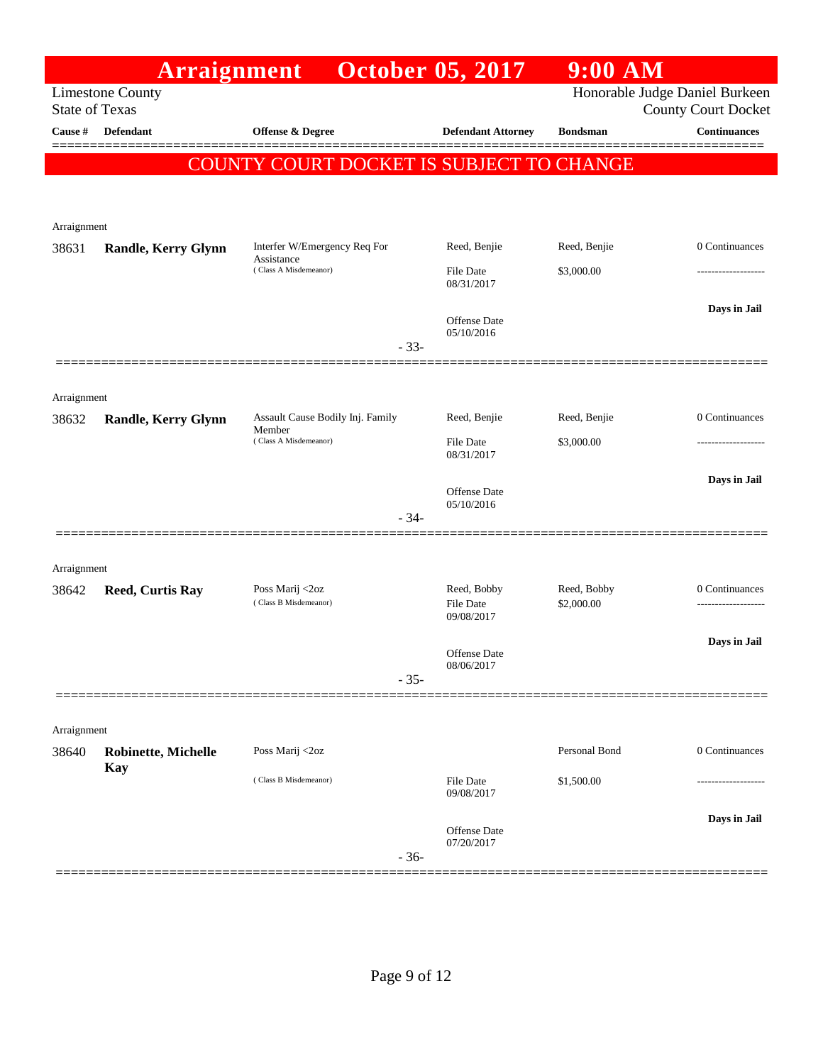# Arraignment October 05, 2017 9:00 AM

Limestone County
State of Texas

Honorable Judge Daniel Burkeen
County Court Docket

| Cause # | Defendant | Offense & Degree | Defendant Attorney | Bondsman | Continuances |
|---|---|---|---|---|---|

**COUNTY COURT DOCKET IS SUBJECT TO CHANGE**

Arraignment

| Cause # | Defendant | Offense & Degree | Defendant Attorney | Bondsman | Continuances |
|---|---|---|---|---|---|
| 38631 | **Randle, Kerry Glynn** | Interfer W/Emergency Req For Assistance (Class A Misdemeanor) | Reed, Benjie | Reed, Benjie | 0 Continuances |
| | | | File Date 08/31/2017 | $3,000.00 | ------------------- |
| | | | Offense Date 05/10/2016 | | **Days in Jail** |

- 33-

Arraignment

| Cause # | Defendant | Offense & Degree | Defendant Attorney | Bondsman | Continuances |
|---|---|---|---|---|---|
| 38632 | **Randle, Kerry Glynn** | Assault Cause Bodily Inj. Family Member (Class A Misdemeanor) | Reed, Benjie | Reed, Benjie | 0 Continuances |
| | | | File Date 08/31/2017 | $3,000.00 | ------------------- |
| | | | Offense Date 05/10/2016 | | **Days in Jail** |

- 34-

Arraignment

| Cause # | Defendant | Offense & Degree | Defendant Attorney | Bondsman | Continuances |
|---|---|---|---|---|---|
| 38642 | **Reed, Curtis Ray** | Poss Marij <2oz (Class B Misdemeanor) | Reed, Bobby | Reed, Bobby | 0 Continuances |
| | | | File Date 09/08/2017 | $2,000.00 | ------------------- |
| | | | Offense Date 08/06/2017 | | **Days in Jail** |

- 35-

Arraignment

| Cause # | Defendant | Offense & Degree | Defendant Attorney | Bondsman | Continuances |
|---|---|---|---|---|---|
| 38640 | **Robinette, Michelle Kay** | Poss Marij <2oz (Class B Misdemeanor) | | Personal Bond | 0 Continuances |
| | | | File Date 09/08/2017 | $1,500.00 | ------------------- |
| | | | Offense Date 07/20/2017 | | **Days in Jail** |

- 36-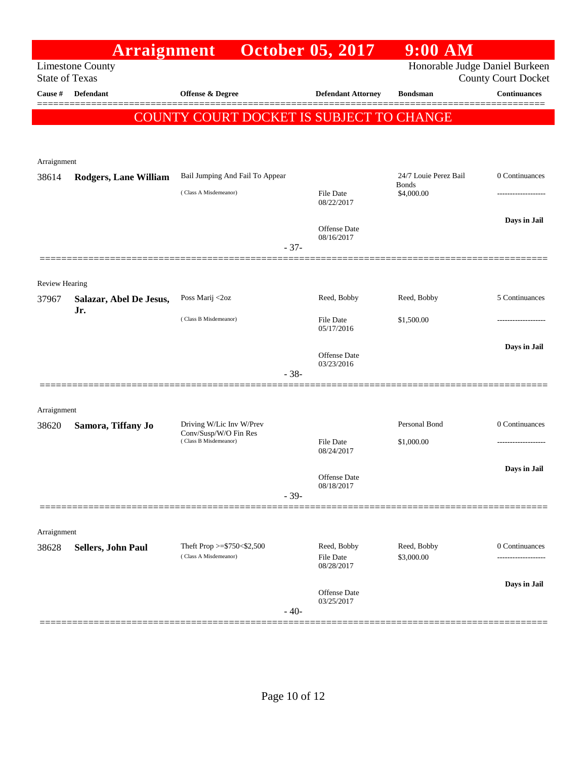# Arraignment October 05, 2017 9:00 AM

Limestone County
State of Texas

Honorable Judge Daniel Burkeen
County Court Docket

| Cause # | Defendant | Offense & Degree | Defendant Attorney | Bondsman | Continuances |
|---|---|---|---|---|---|

**COUNTY COURT DOCKET IS SUBJECT TO CHANGE**

Arraignment

| Cause # | Defendant | Offense & Degree | Defendant Attorney | Bondsman | Continuances |
|---|---|---|---|---|---|
| 38614 | **Rodgers, Lane William** | Bail Jumping And Fail To Appear ( Class A Misdemeanor) | File Date 08/22/2017 Offense Date 08/16/2017 | 24/7 Louie Perez Bail Bonds $4,000.00 | 0 Continuances ------------------- **Days in Jail** |

- 37-

Review Hearing

| Cause # | Defendant | Offense & Degree | Defendant Attorney | Bondsman | Continuances |
|---|---|---|---|---|---|
| 37967 | **Salazar, Abel De Jesus, Jr.** | Poss Marij <2oz ( Class B Misdemeanor) | Reed, Bobby File Date 05/17/2016 Offense Date 03/23/2016 | Reed, Bobby $1,500.00 | 5 Continuances ------------------- **Days in Jail** |

- 38-

Arraignment

| Cause # | Defendant | Offense & Degree | Defendant Attorney | Bondsman | Continuances |
|---|---|---|---|---|---|
| 38620 | **Samora, Tiffany Jo** | Driving W/Lic Inv W/Prev Conv/Susp/W/O Fin Res ( Class B Misdemeanor) | File Date 08/24/2017 Offense Date 08/18/2017 | Personal Bond $1,000.00 | 0 Continuances ------------------- **Days in Jail** |

- 39-

Arraignment

| Cause # | Defendant | Offense & Degree | Defendant Attorney | Bondsman | Continuances |
|---|---|---|---|---|---|
| 38628 | **Sellers, John Paul** | Theft Prop >=$750<$2,500 ( Class A Misdemeanor) | Reed, Bobby File Date 08/28/2017 Offense Date 03/25/2017 | Reed, Bobby $3,000.00 | 0 Continuances ------------------- **Days in Jail** |

- 40-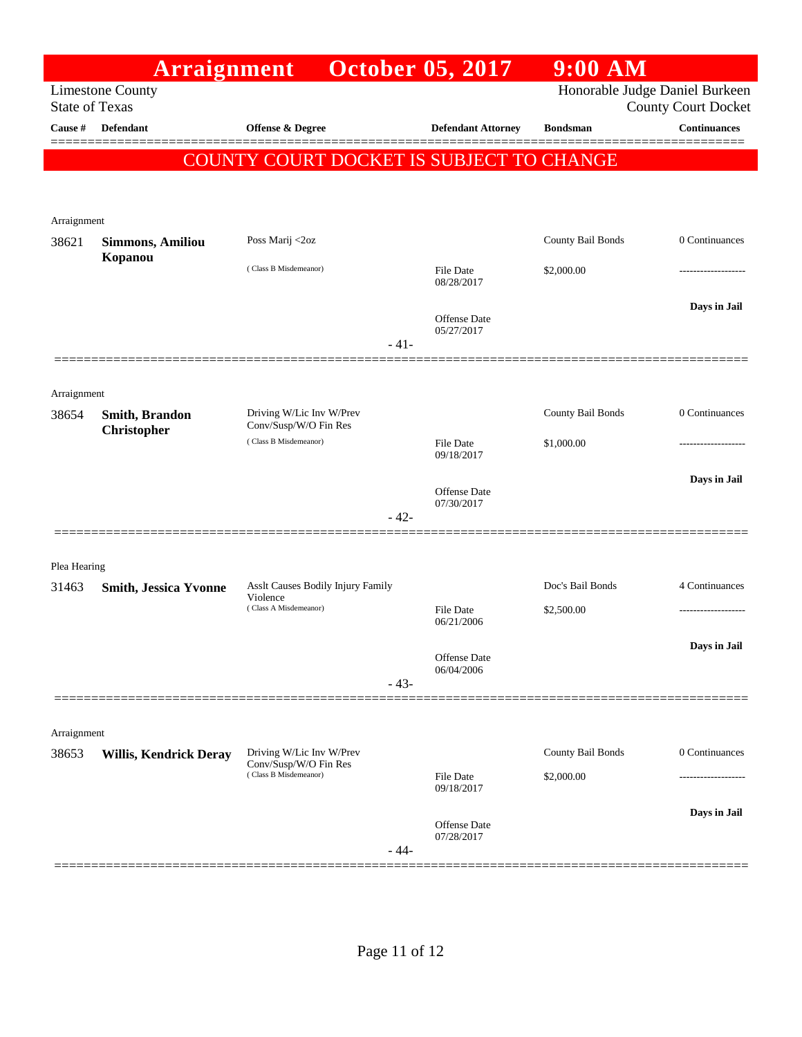# Arraignment October 05, 2017 9:00 AM

Limestone County
State of Texas

Honorable Judge Daniel Burkeen
County Court Docket

| Cause # | Defendant | Offense & Degree | Defendant Attorney | Bondsman | Continuances |
|---|---|---|---|---|---|

**COUNTY COURT DOCKET IS SUBJECT TO CHANGE**

Arraignment

| Cause # | Defendant | Offense & Degree | Defendant Attorney | Bondsman | Continuances |
|---|---|---|---|---|---|
| 38621 | **Simmons, Amiliou Kopanou** | Poss Marij <2oz (Class B Misdemeanor) | File Date 08/28/2017<br>Offense Date 05/27/2017 | County Bail Bonds<br>$2,000.00 | 0 Continuances<br>-------------------<br>**Days in Jail** |

- 41-

Arraignment

| Cause # | Defendant | Offense & Degree | Defendant Attorney | Bondsman | Continuances |
|---|---|---|---|---|---|
| 38654 | **Smith, Brandon Christopher** | Driving W/Lic Inv W/Prev Conv/Susp/W/O Fin Res (Class B Misdemeanor) | File Date 09/18/2017<br>Offense Date 07/30/2017 | County Bail Bonds<br>$1,000.00 | 0 Continuances<br>-------------------<br>**Days in Jail** |

- 42-

Plea Hearing

| Cause # | Defendant | Offense & Degree | Defendant Attorney | Bondsman | Continuances |
|---|---|---|---|---|---|
| 31463 | **Smith, Jessica Yvonne** | Asslt Causes Bodily Injury Family Violence (Class A Misdemeanor) | File Date 06/21/2006<br>Offense Date 06/04/2006 | Doc's Bail Bonds<br>$2,500.00 | 4 Continuances<br>-------------------<br>**Days in Jail** |

- 43-

Arraignment

| Cause # | Defendant | Offense & Degree | Defendant Attorney | Bondsman | Continuances |
|---|---|---|---|---|---|
| 38653 | **Willis, Kendrick Deray** | Driving W/Lic Inv W/Prev Conv/Susp/W/O Fin Res (Class B Misdemeanor) | File Date 09/18/2017<br>Offense Date 07/28/2017 | County Bail Bonds<br>$2,000.00 | 0 Continuances<br>-------------------<br>**Days in Jail** |

- 44-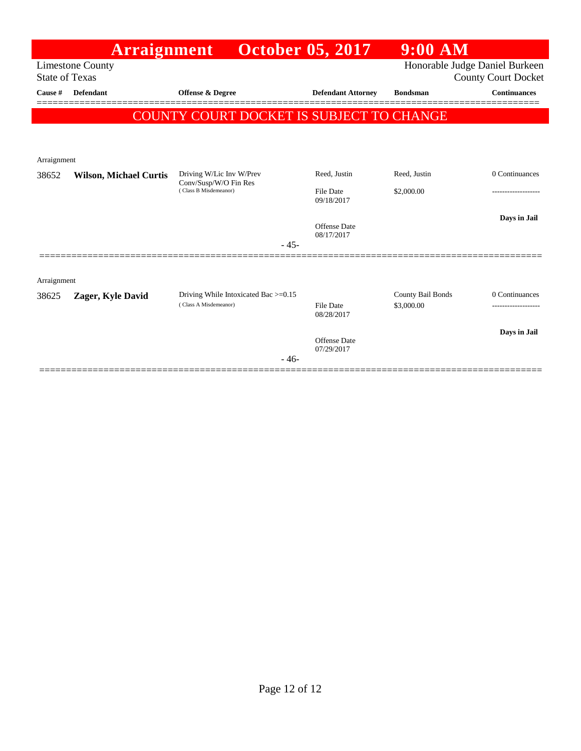# Arraignment October 05, 2017 9:00 AM

Limestone County
State of Texas

Honorable Judge Daniel Burkeen
County Court Docket

| Cause # | Defendant | Offense & Degree | Defendant Attorney | Bondsman | Continuances |
|---|---|---|---|---|---|

**COUNTY COURT DOCKET IS SUBJECT TO CHANGE**

Arraignment

| Cause # | Defendant | Offense & Degree | Defendant Attorney | Bondsman | Continuances |
|---|---|---|---|---|---|
| 38652 | **Wilson, Michael Curtis** | Driving W/Lic Inv W/Prev Conv/Susp/W/O Fin Res (Class B Misdemeanor) | Reed, Justin | Reed, Justin | 0 Continuances |
| | | | File Date 09/18/2017 | $2,000.00 | ------------------- |
| | | | Offense Date 08/17/2017 | | **Days in Jail** |

-45-

Arraignment

| Cause # | Defendant | Offense & Degree | Defendant Attorney | Bondsman | Continuances |
|---|---|---|---|---|---|
| 38625 | **Zager, Kyle David** | Driving While Intoxicated Bac >=0.15 (Class A Misdemeanor) | | County Bail Bonds | 0 Continuances |
| | | | File Date 08/28/2017 | $3,000.00 | ------------------- |
| | | | Offense Date 07/29/2017 | | **Days in Jail** |

-46-